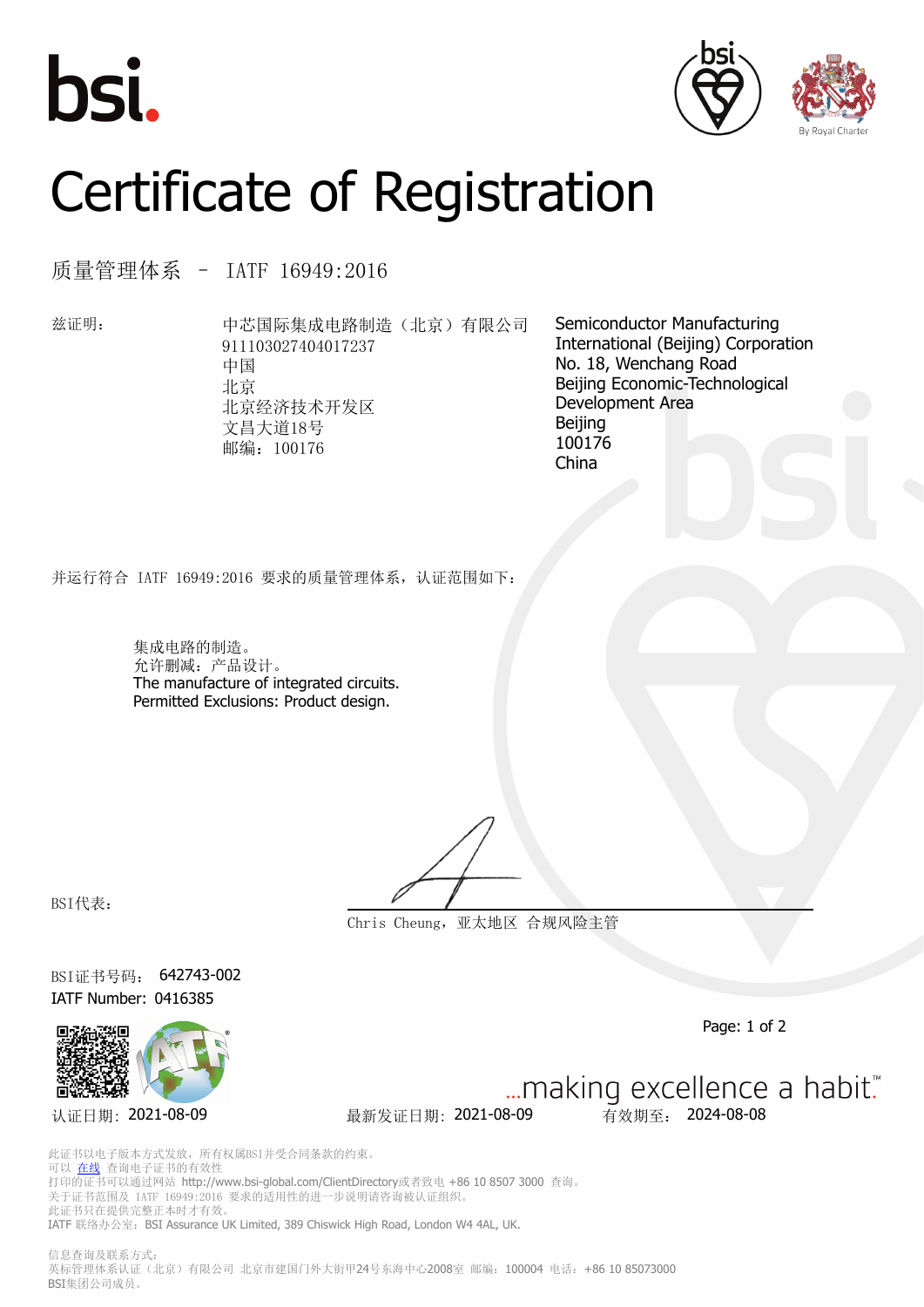bsi.

# Certificate of Registration

## 质量管理体系 – IATF 16949:2016

兹证明：

中芯国际集成电路制造（北京）有限公司
911103027404017237
中国
北京
北京经济技术开发区
文昌大道18号
邮编：100176

Semiconductor Manufacturing International (Beijing) Corporation
No. 18, Wenchang Road
Beijing Economic-Technological Development Area
Beijing
100176
China

并运行符合 IATF 16949:2016 要求的质量管理体系，认证范围如下：

集成电路的制造。
允许删减：产品设计。
The manufacture of integrated circuits.
Permitted Exclusions: Product design.

BSI代表：

Chris Cheung，亚太地区 合规风险主管

BSI证书号码： 642743-002
IATF Number: 0416385

…making excellence a habit.™

认证日期：2021-08-09　　最新发证日期：2021-08-09　　有效期至：2024-08-08

此证书以电子版本方式发放，所有权属BSI并受合同条款的约束。
可以 在线 查询电子证书的有效性
打印的证书可以通过网站 http://www.bsi-global.com/ClientDirectory或者致电 +86 10 8507 3000 查询。
关于证书范围及 IATF 16949:2016 要求的适用性的进一步说明请咨询被认证组织。
此证书只在提供完整正本时才有效。
IATF 联络办公室：BSI Assurance UK Limited, 389 Chiswick High Road, London W4 4AL, UK.

信息查询及联系方式：
英标管理体系认证（北京）有限公司 北京市建国门外大街甲24号东海中心2008室 邮编：100004 电话：+86 10 85073000
BSI集团公司成员。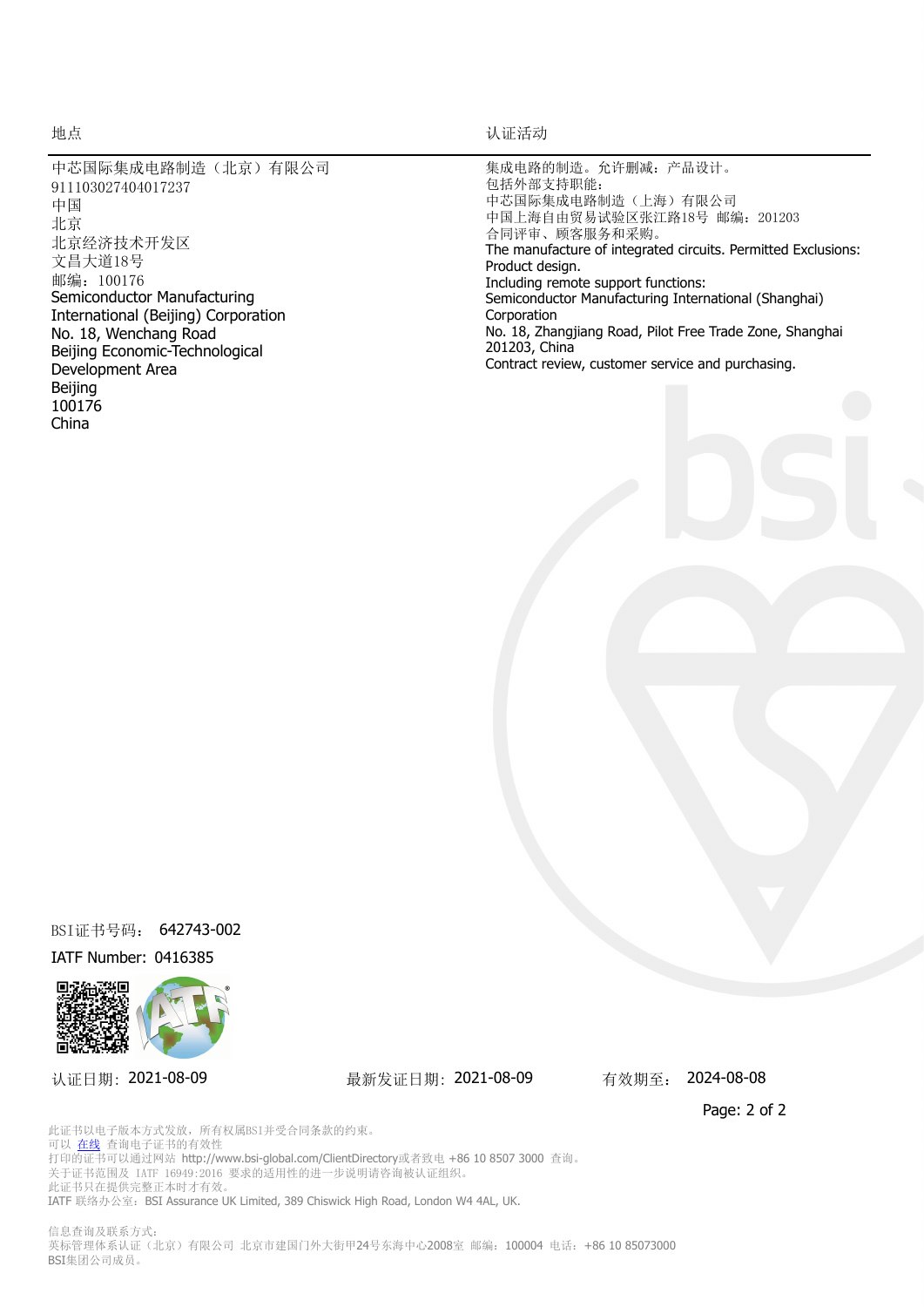| 地点 | 认证活动 |
| --- | --- |
| 中芯国际集成电路制造（北京）有限公司<br>911103027404017237<br>中国<br>北京<br>北京经济技术开发区<br>文昌大道18号<br>邮编：100176<br>Semiconductor Manufacturing International (Beijing) Corporation<br>No. 18, Wenchang Road<br>Beijing Economic-Technological Development Area<br>Beijing<br>100176<br>China | 集成电路的制造。允许删减：产品设计。<br>包括外部支持职能：<br>中芯国际集成电路制造（上海）有限公司<br>中国上海自由贸易试验区张江路18号 邮编：201203<br>合同评审、顾客服务和采购。<br>The manufacture of integrated circuits. Permitted Exclusions: Product design.<br>Including remote support functions:<br>Semiconductor Manufacturing International (Shanghai) Corporation<br>No. 18, Zhangjiang Road, Pilot Free Trade Zone, Shanghai 201203, China<br>Contract review, customer service and purchasing. |

BSI证书号码： 642743-002

IATF Number: 0416385

认证日期：2021-08-09　　最新发证日期：2021-08-09　　有效期至： 2024-08-08

此证书以电子版本方式发放，所有权属BSI并受合同条款的约束。
可以 在线 查询电子证书的有效性
打印的证书可以通过网站 http://www.bsi-global.com/ClientDirectory或者致电 +86 10 8507 3000 查询。
关于证书范围及 IATF 16949:2016 要求的适用性的进一步说明请咨询被认证组织。
此证书只在提供完整证本时才有效。
IATF 联络办公室：BSI Assurance UK Limited, 389 Chiswick High Road, London W4 4AL, UK.

信息查询及联系方式：
英标管理体系认证（北京）有限公司 北京市建国门外大街甲24号东海中心2008室 邮编：100004 电话：+86 10 85073000
BSI集团公司成员。